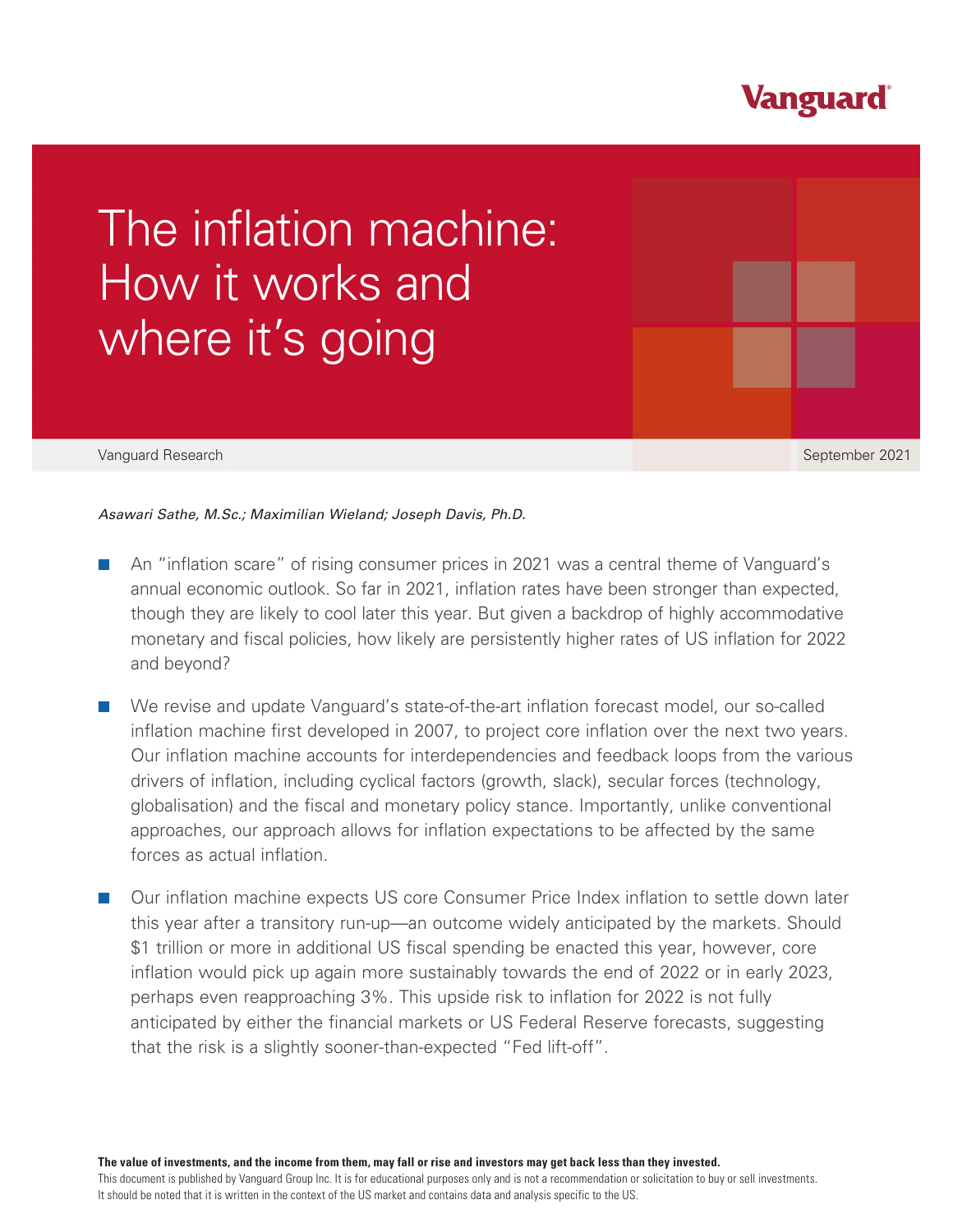Vanguard

# The inflation machine: How it works and where it's going

Vanguard Research

September 2021

*Asawari Sathe, M.Sc.; Maximilian Wieland; Joseph Davis, Ph.D.*

- An "inflation scare" of rising consumer prices in 2021 was a central theme of Vanguard's annual economic outlook. So far in 2021, inflation rates have been stronger than expected, though they are likely to cool later this year. But given a backdrop of highly accommodative monetary and fiscal policies, how likely are persistently higher rates of US inflation for 2022 and beyond?

- We revise and update Vanguard's state-of-the-art inflation forecast model, our so-called inflation machine first developed in 2007, to project core inflation over the next two years. Our inflation machine accounts for interdependencies and feedback loops from the various drivers of inflation, including cyclical factors (growth, slack), secular forces (technology, globalisation) and the fiscal and monetary policy stance. Importantly, unlike conventional approaches, our approach allows for inflation expectations to be affected by the same forces as actual inflation.

- Our inflation machine expects US core Consumer Price Index inflation to settle down later this year after a transitory run-up—an outcome widely anticipated by the markets. Should $1 trillion or more in additional US fiscal spending be enacted this year, however, core inflation would pick up again more sustainably towards the end of 2022 or in early 2023, perhaps even reapproaching 3%. This upside risk to inflation for 2022 is not fully anticipated by either the financial markets or US Federal Reserve forecasts, suggesting that the risk is a slightly sooner-than-expected "Fed lift-off".

**The value of investments, and the income from them, may fall or rise and investors may get back less than they invested.**

This document is published by Vanguard Group Inc. It is for educational purposes only and is not a recommendation or solicitation to buy or sell investments. It should be noted that it is written in the context of the US market and contains data and analysis specific to the US.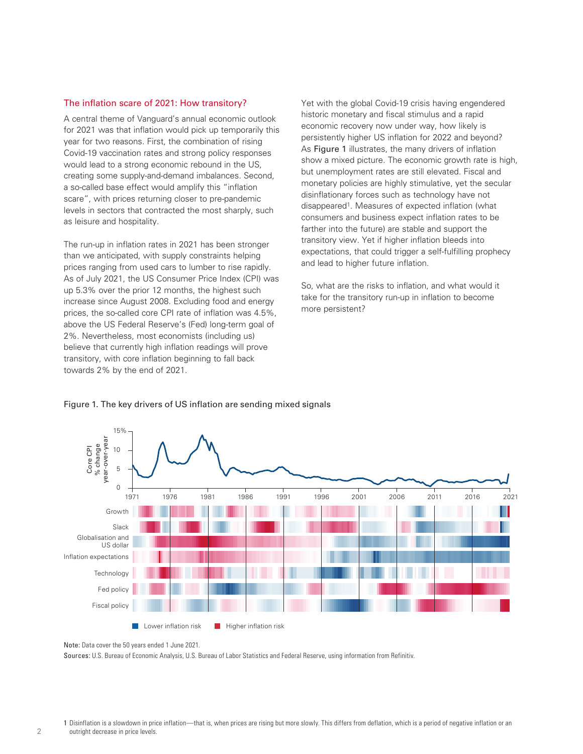## The inflation scare of 2021: How transitory?

A central theme of Vanguard's annual economic outlook for 2021 was that inflation would pick up temporarily this year for two reasons. First, the combination of rising Covid-19 vaccination rates and strong policy responses would lead to a strong economic rebound in the US, creating some supply-and-demand imbalances. Second, a so-called base effect would amplify this "inflation scare", with prices returning closer to pre-pandemic levels in sectors that contracted the most sharply, such as leisure and hospitality.

The run-up in inflation rates in 2021 has been stronger than we anticipated, with supply constraints helping prices ranging from used cars to lumber to rise rapidly. As of July 2021, the US Consumer Price Index (CPI) was up 5.3% over the prior 12 months, the highest such increase since August 2008. Excluding food and energy prices, the so-called core CPI rate of inflation was 4.5%, above the US Federal Reserve's (Fed) long-term goal of 2%. Nevertheless, most economists (including us) believe that currently high inflation readings will prove transitory, with core inflation beginning to fall back towards 2% by the end of 2021.

Yet with the global Covid-19 crisis having engendered historic monetary and fiscal stimulus and a rapid economic recovery now under way, how likely is persistently higher US inflation for 2022 and beyond? As Figure 1 illustrates, the many drivers of inflation show a mixed picture. The economic growth rate is high, but unemployment rates are still elevated. Fiscal and monetary policies are highly stimulative, yet the secular disinflationary forces such as technology have not disappeared[1]. Measures of expected inflation (what consumers and business expect inflation rates to be farther into the future) are stable and support the transitory view. Yet if higher inflation bleeds into expectations, that could trigger a self-fulfilling prophecy and lead to higher future inflation.

So, what are the risks to inflation, and what would it take for the transitory run-up in inflation to become more persistent?

Figure 1. The key drivers of US inflation are sending mixed signals

Core CPI % change year-over-year (0 to 15%), 1971–2021. Heat-map rows: Growth; Slack; Globalisation and US dollar; Inflation expectations; Technology; Fed policy; Fiscal policy. Legend: Lower inflation risk; Higher inflation risk.

**Note:** Data cover the 50 years ended 1 June 2021.

**Sources:** U.S. Bureau of Economic Analysis, U.S. Bureau of Labor Statistics and Federal Reserve, using information from Refinitiv.

[1] Disinflation is a slowdown in price inflation—that is, when prices are rising but more slowly. This differs from deflation, which is a period of negative inflation or an outright decrease in price levels.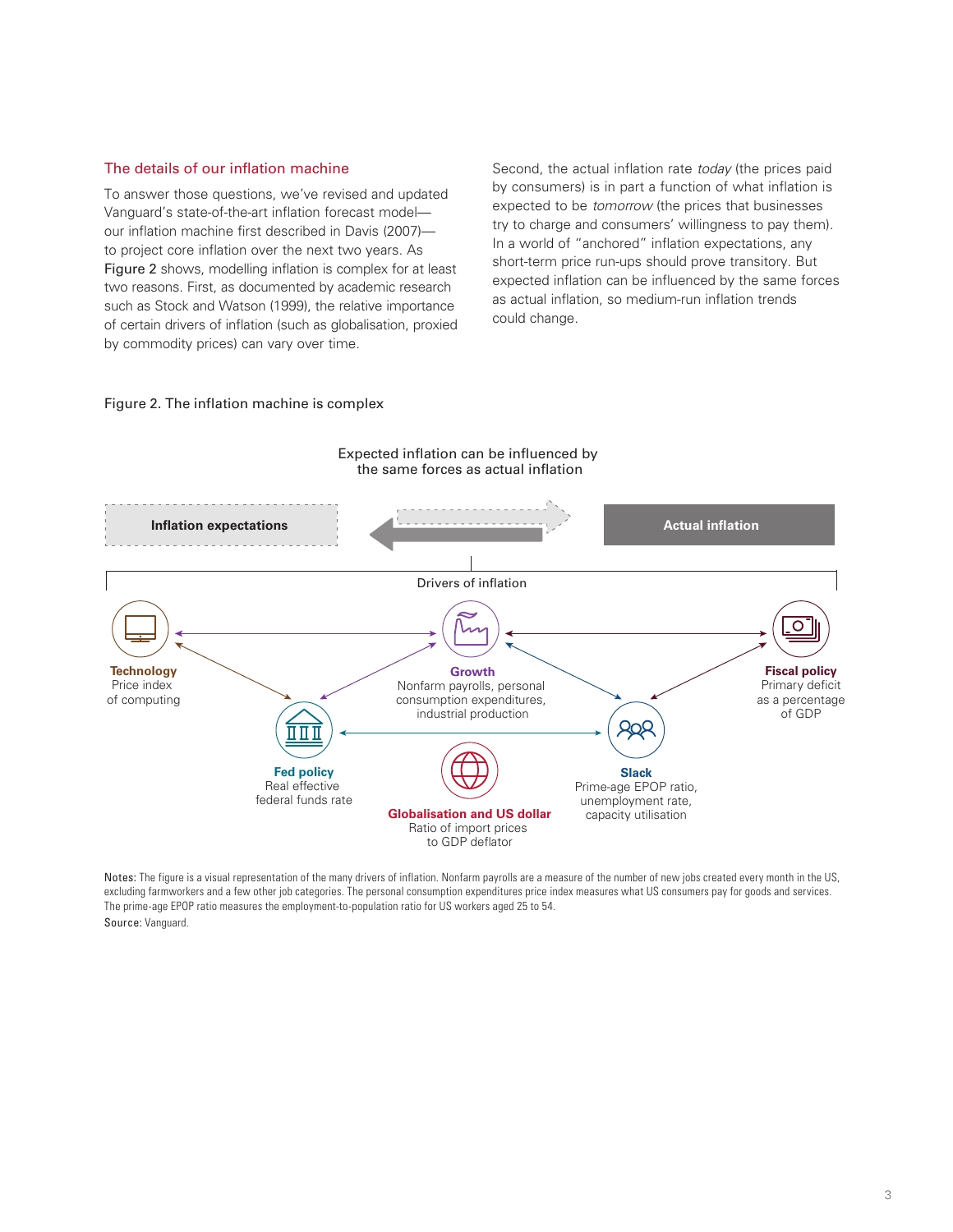## The details of our inflation machine

To answer those questions, we've revised and updated Vanguard's state-of-the-art inflation forecast model—our inflation machine first described in Davis (2007)—to project core inflation over the next two years. As Figure 2 shows, modelling inflation is complex for at least two reasons. First, as documented by academic research such as Stock and Watson (1999), the relative importance of certain drivers of inflation (such as globalisation, proxied by commodity prices) can vary over time.

Second, the actual inflation rate *today* (the prices paid by consumers) is in part a function of what inflation is expected to be *tomorrow* (the prices that businesses try to charge and consumers' willingness to pay them). In a world of "anchored" inflation expectations, any short-term price run-ups should prove transitory. But expected inflation can be influenced by the same forces as actual inflation, so medium-run inflation trends could change.

Figure 2. The inflation machine is complex

Expected inflation can be influenced by the same forces as actual inflation

**Inflation expectations** ⇄ **Actual inflation**

Drivers of inflation

- **Technology**: Price index of computing
- **Growth**: Nonfarm payrolls, personal consumption expenditures, industrial production
- **Fiscal policy**: Primary deficit as a percentage of GDP
- **Fed policy**: Real effective federal funds rate
- **Slack**: Prime-age EPOP ratio, unemployment rate, capacity utilisation
- **Globalisation and US dollar**: Ratio of import prices to GDP deflator

Notes: The figure is a visual representation of the many drivers of inflation. Nonfarm payrolls are a measure of the number of new jobs created every month in the US, excluding farmworkers and a few other job categories. The personal consumption expenditures price index measures what US consumers pay for goods and services. The prime-age EPOP ratio measures the employment-to-population ratio for US workers aged 25 to 54.

Source: Vanguard.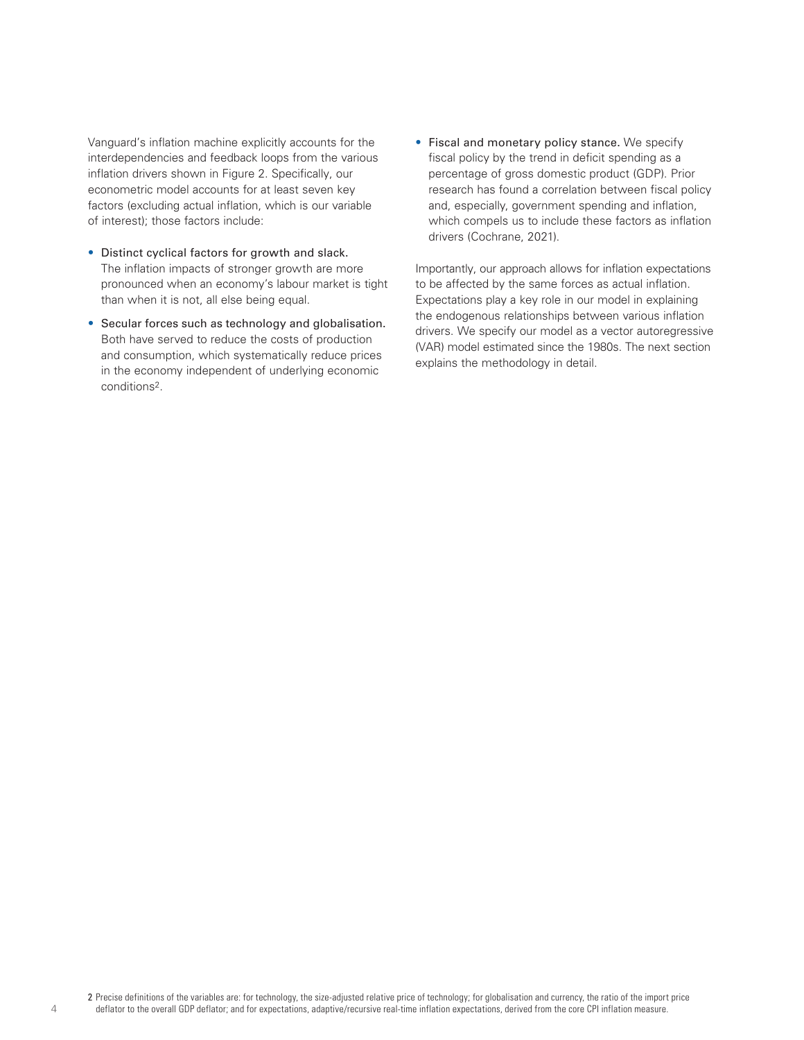Vanguard's inflation machine explicitly accounts for the interdependencies and feedback loops from the various inflation drivers shown in Figure 2. Specifically, our econometric model accounts for at least seven key factors (excluding actual inflation, which is our variable of interest); those factors include:

- **Distinct cyclical factors for growth and slack.** The inflation impacts of stronger growth are more pronounced when an economy's labour market is tight than when it is not, all else being equal.
- **Secular forces such as technology and globalisation.** Both have served to reduce the costs of production and consumption, which systematically reduce prices in the economy independent of underlying economic conditions[2].
- **Fiscal and monetary policy stance.** We specify fiscal policy by the trend in deficit spending as a percentage of gross domestic product (GDP). Prior research has found a correlation between fiscal policy and, especially, government spending and inflation, which compels us to include these factors as inflation drivers (Cochrane, 2021).

Importantly, our approach allows for inflation expectations to be affected by the same forces as actual inflation. Expectations play a key role in our model in explaining the endogenous relationships between various inflation drivers. We specify our model as a vector autoregressive (VAR) model estimated since the 1980s. The next section explains the methodology in detail.

2 Precise definitions of the variables are: for technology, the size-adjusted relative price of technology; for globalisation and currency, the ratio of the import price deflator to the overall GDP deflator; and for expectations, adaptive/recursive real-time inflation expectations, derived from the core CPI inflation measure.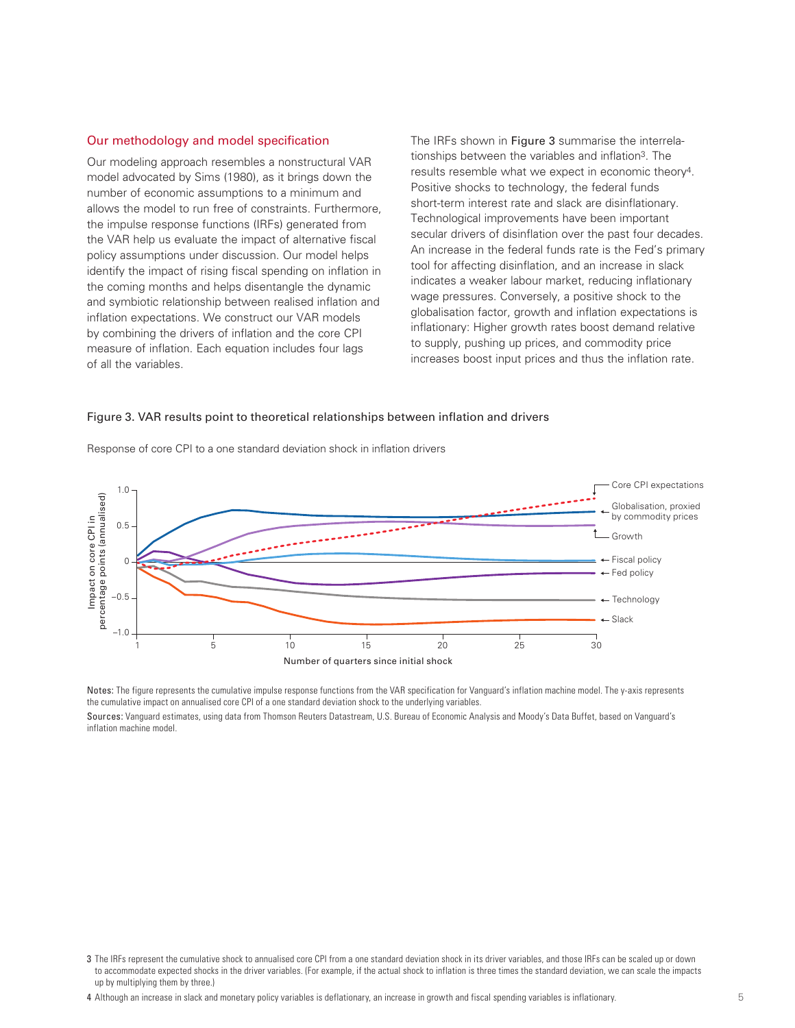## Our methodology and model specification

Our modeling approach resembles a nonstructural VAR model advocated by Sims (1980), as it brings down the number of economic assumptions to a minimum and allows the model to run free of constraints. Furthermore, the impulse response functions (IRFs) generated from the VAR help us evaluate the impact of alternative fiscal policy assumptions under discussion. Our model helps identify the impact of rising fiscal spending on inflation in the coming months and helps disentangle the dynamic and symbiotic relationship between realised inflation and inflation expectations. We construct our VAR models by combining the drivers of inflation and the core CPI measure of inflation. Each equation includes four lags of all the variables.

The IRFs shown in **Figure 3** summarise the interrelationships between the variables and inflation[3]. The results resemble what we expect in economic theory[4]. Positive shocks to technology, the federal funds short-term interest rate and slack are disinflationary. Technological improvements have been important secular drivers of disinflation over the past four decades. An increase in the federal funds rate is the Fed's primary tool for affecting disinflation, and an increase in slack indicates a weaker labour market, reducing inflationary wage pressures. Conversely, a positive shock to the globalisation factor, growth and inflation expectations is inflationary: Higher growth rates boost demand relative to supply, pushing up prices, and commodity price increases boost input prices and thus the inflation rate.

Figure 3. VAR results point to theoretical relationships between inflation and drivers

Response of core CPI to a one standard deviation shock in inflation drivers

**Notes:** The figure represents the cumulative impulse response functions from the VAR specification for Vanguard's inflation machine model. The y-axis represents the cumulative impact on annualised core CPI of a one standard deviation shock to the underlying variables.

**Sources:** Vanguard estimates, using data from Thomson Reuters Datastream, U.S. Bureau of Economic Analysis and Moody's Data Buffet, based on Vanguard's inflation machine model.

3 The IRFs represent the cumulative shock to annualised core CPI from a one standard deviation shock in its driver variables, and those IRFs can be scaled up or down to accommodate expected shocks in the driver variables. (For example, if the actual shock to inflation is three times the standard deviation, we can scale the impacts up by multiplying them by three.)

4 Although an increase in slack and monetary policy variables is deflationary, an increase in growth and fiscal spending variables is inflationary.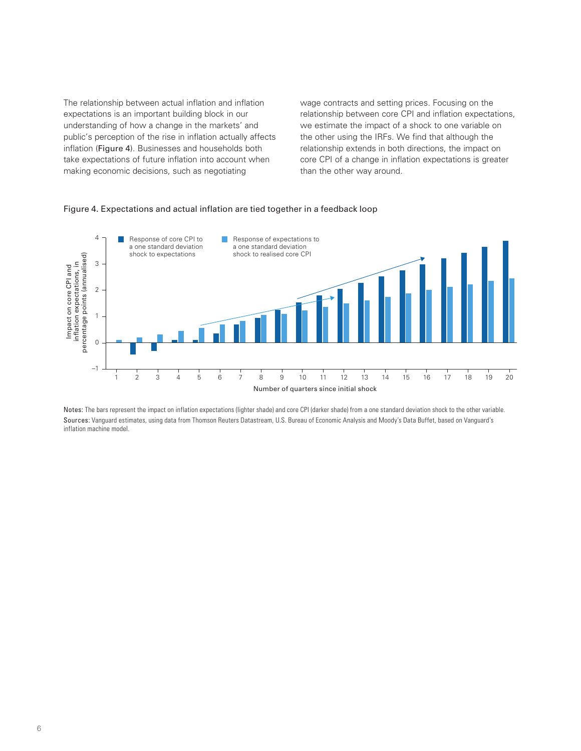The relationship between actual inflation and inflation expectations is an important building block in our understanding of how a change in the markets' and public's perception of the rise in inflation actually affects inflation (Figure 4). Businesses and households both take expectations of future inflation into account when making economic decisions, such as negotiating wage contracts and setting prices. Focusing on the relationship between core CPI and inflation expectations, we estimate the impact of a shock to one variable on the other using the IRFs. We find that although the relationship extends in both directions, the impact on core CPI of a change in inflation expectations is greater than the other way around.

Figure 4. Expectations and actual inflation are tied together in a feedback loop

Notes: The bars represent the impact on inflation expectations (lighter shade) and core CPI (darker shade) from a one standard deviation shock to the other variable.

Sources: Vanguard estimates, using data from Thomson Reuters Datastream, U.S. Bureau of Economic Analysis and Moody's Data Buffet, based on Vanguard's inflation machine model.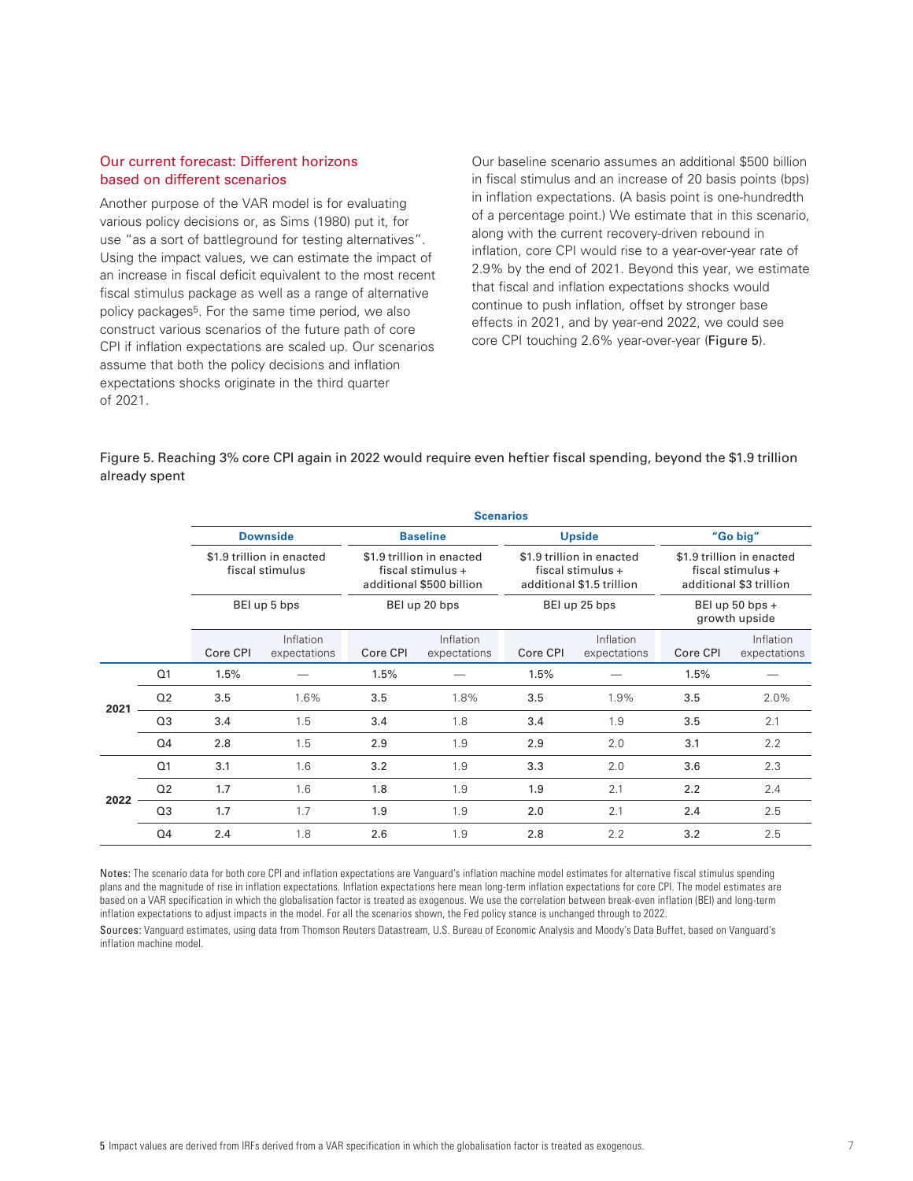## Our current forecast: Different horizons based on different scenarios

Another purpose of the VAR model is for evaluating various policy decisions or, as Sims (1980) put it, for use "as a sort of battleground for testing alternatives". Using the impact values, we can estimate the impact of an increase in fiscal deficit equivalent to the most recent fiscal stimulus package as well as a range of alternative policy packages[5]. For the same time period, we also construct various scenarios of the future path of core CPI if inflation expectations are scaled up. Our scenarios assume that both the policy decisions and inflation expectations shocks originate in the third quarter of 2021.

Our baseline scenario assumes an additional $500 billion in fiscal stimulus and an increase of 20 basis points (bps) in inflation expectations. (A basis point is one-hundredth of a percentage point.) We estimate that in this scenario, along with the current recovery-driven rebound in inflation, core CPI would rise to a year-over-year rate of 2.9% by the end of 2021. Beyond this year, we estimate that fiscal and inflation expectations shocks would continue to push inflation, offset by stronger base effects in 2021, and by year-end 2022, we could see core CPI touching 2.6% year-over-year (**Figure 5**).

Figure 5. Reaching 3% core CPI again in 2022 would require even heftier fiscal spending, beyond the $1.9 trillion already spent

| | | **Scenarios** | | | | | | | |
|---|---|---|---|---|---|---|---|---|---|
| | | **Downside** | | **Baseline** | | **Upside** | | **"Go big"** | |
| | | $1.9 trillion in enacted fiscal stimulus | | $1.9 trillion in enacted fiscal stimulus + additional $500 billion | | $1.9 trillion in enacted fiscal stimulus + additional $1.5 trillion | | $1.9 trillion in enacted fiscal stimulus + additional $3 trillion | |
| | | BEI up 5 bps | | BEI up 20 bps | | BEI up 25 bps | | BEI up 50 bps + growth upside | |
| | | Core CPI | Inflation expectations | Core CPI | Inflation expectations | Core CPI | Inflation expectations | Core CPI | Inflation expectations |
| **2021** | Q1 | 1.5% | — | 1.5% | — | 1.5% | — | 1.5% | — |
| | Q2 | 3.5 | 1.6% | 3.5 | 1.8% | 3.5 | 1.9% | 3.5 | 2.0% |
| | Q3 | 3.4 | 1.5 | 3.4 | 1.8 | 3.4 | 1.9 | 3.5 | 2.1 |
| | Q4 | 2.8 | 1.5 | 2.9 | 1.9 | 2.9 | 2.0 | 3.1 | 2.2 |
| **2022** | Q1 | 3.1 | 1.6 | 3.2 | 1.9 | 3.3 | 2.0 | 3.6 | 2.3 |
| | Q2 | 1.7 | 1.6 | 1.8 | 1.9 | 1.9 | 2.1 | 2.2 | 2.4 |
| | Q3 | 1.7 | 1.7 | 1.9 | 1.9 | 2.0 | 2.1 | 2.4 | 2.5 |
| | Q4 | 2.4 | 1.8 | 2.6 | 1.9 | 2.8 | 2.2 | 3.2 | 2.5 |

**Notes:** The scenario data for both core CPI and inflation expectations are Vanguard's inflation machine model estimates for alternative fiscal stimulus spending plans and the magnitude of rise in inflation expectations. Inflation expectations here mean long-term inflation expectations for core CPI. The model estimates are based on a VAR specification in which the globalisation factor is treated as exogenous. We use the correlation between break-even inflation (BEI) and long-term inflation expectations to adjust impacts in the model. For all the scenarios shown, the Fed policy stance is unchanged through to 2022.

**Sources:** Vanguard estimates, using data from Thomson Reuters Datastream, U.S. Bureau of Economic Analysis and Moody's Data Buffet, based on Vanguard's inflation machine model.

5 Impact values are derived from IRFs derived from a VAR specification in which the globalisation factor is treated as exogenous.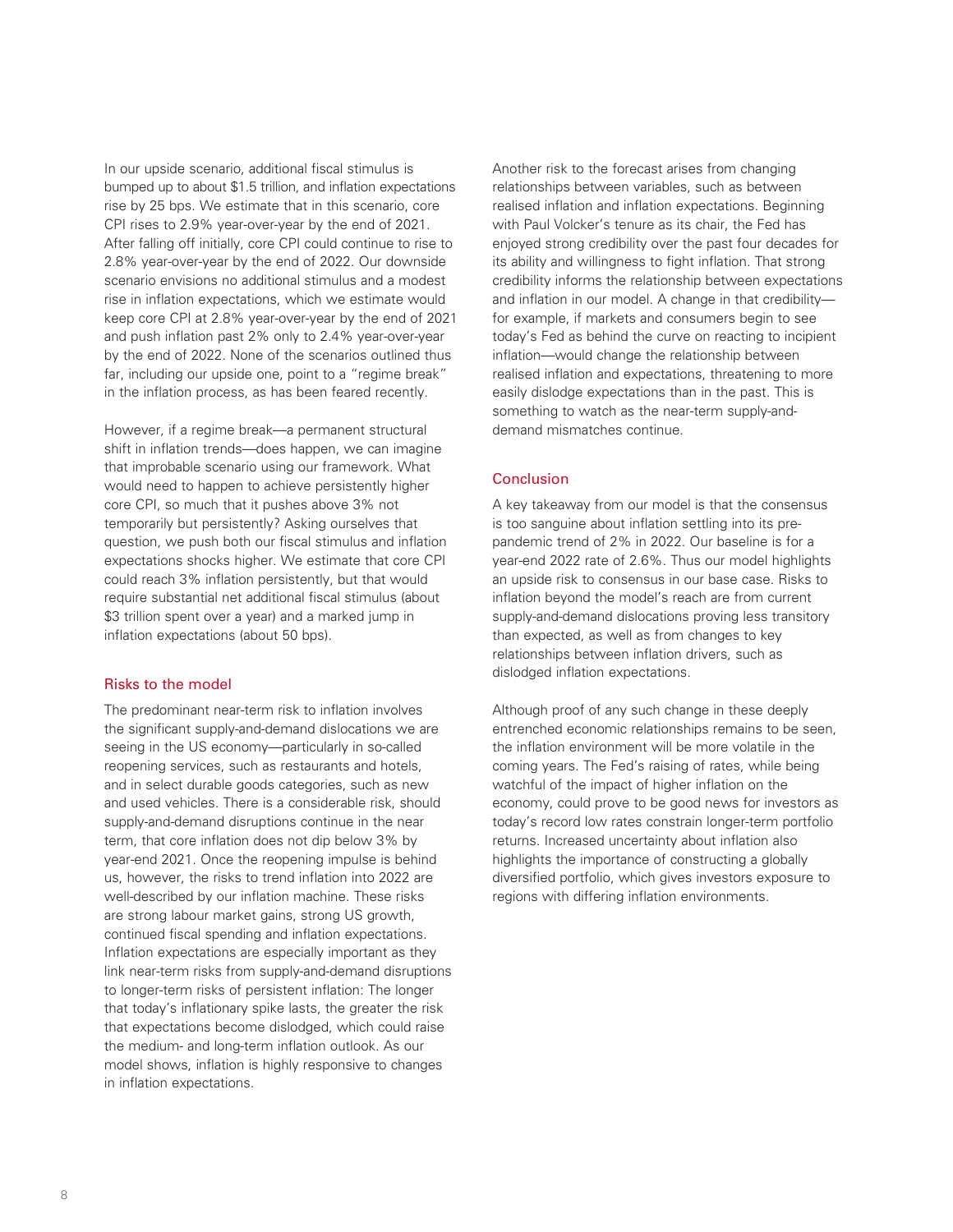In our upside scenario, additional fiscal stimulus is bumped up to about $1.5 trillion, and inflation expectations rise by 25 bps. We estimate that in this scenario, core CPI rises to 2.9% year-over-year by the end of 2021. After falling off initially, core CPI could continue to rise to 2.8% year-over-year by the end of 2022. Our downside scenario envisions no additional stimulus and a modest rise in inflation expectations, which we estimate would keep core CPI at 2.8% year-over-year by the end of 2021 and push inflation past 2% only to 2.4% year-over-year by the end of 2022. None of the scenarios outlined thus far, including our upside one, point to a "regime break" in the inflation process, as has been feared recently.

However, if a regime break—a permanent structural shift in inflation trends—does happen, we can imagine that improbable scenario using our framework. What would need to happen to achieve persistently higher core CPI, so much that it pushes above 3% not temporarily but persistently? Asking ourselves that question, we push both our fiscal stimulus and inflation expectations shocks higher. We estimate that core CPI could reach 3% inflation persistently, but that would require substantial net additional fiscal stimulus (about $3 trillion spent over a year) and a marked jump in inflation expectations (about 50 bps).

## Risks to the model

The predominant near-term risk to inflation involves the significant supply-and-demand dislocations we are seeing in the US economy—particularly in so-called reopening services, such as restaurants and hotels, and in select durable goods categories, such as new and used vehicles. There is a considerable risk, should supply-and-demand disruptions continue in the near term, that core inflation does not dip below 3% by year-end 2021. Once the reopening impulse is behind us, however, the risks to trend inflation into 2022 are well-described by our inflation machine. These risks are strong labour market gains, strong US growth, continued fiscal spending and inflation expectations. Inflation expectations are especially important as they link near-term risks from supply-and-demand disruptions to longer-term risks of persistent inflation: The longer that today's inflationary spike lasts, the greater the risk that expectations become dislodged, which could raise the medium- and long-term inflation outlook. As our model shows, inflation is highly responsive to changes in inflation expectations.

Another risk to the forecast arises from changing relationships between variables, such as between realised inflation and inflation expectations. Beginning with Paul Volcker's tenure as its chair, the Fed has enjoyed strong credibility over the past four decades for its ability and willingness to fight inflation. That strong credibility informs the relationship between expectations and inflation in our model. A change in that credibility—for example, if markets and consumers begin to see today's Fed as behind the curve on reacting to incipient inflation—would change the relationship between realised inflation and expectations, threatening to more easily dislodge expectations than in the past. This is something to watch as the near-term supply-and-demand mismatches continue.

## Conclusion

A key takeaway from our model is that the consensus is too sanguine about inflation settling into its pre-pandemic trend of 2% in 2022. Our baseline is for a year-end 2022 rate of 2.6%. Thus our model highlights an upside risk to consensus in our base case. Risks to inflation beyond the model's reach are from current supply-and-demand dislocations proving less transitory than expected, as well as from changes to key relationships between inflation drivers, such as dislodged inflation expectations.

Although proof of any such change in these deeply entrenched economic relationships remains to be seen, the inflation environment will be more volatile in the coming years. The Fed's raising of rates, while being watchful of the impact of higher inflation on the economy, could prove to be good news for investors as today's record low rates constrain longer-term portfolio returns. Increased uncertainty about inflation also highlights the importance of constructing a globally diversified portfolio, which gives investors exposure to regions with differing inflation environments.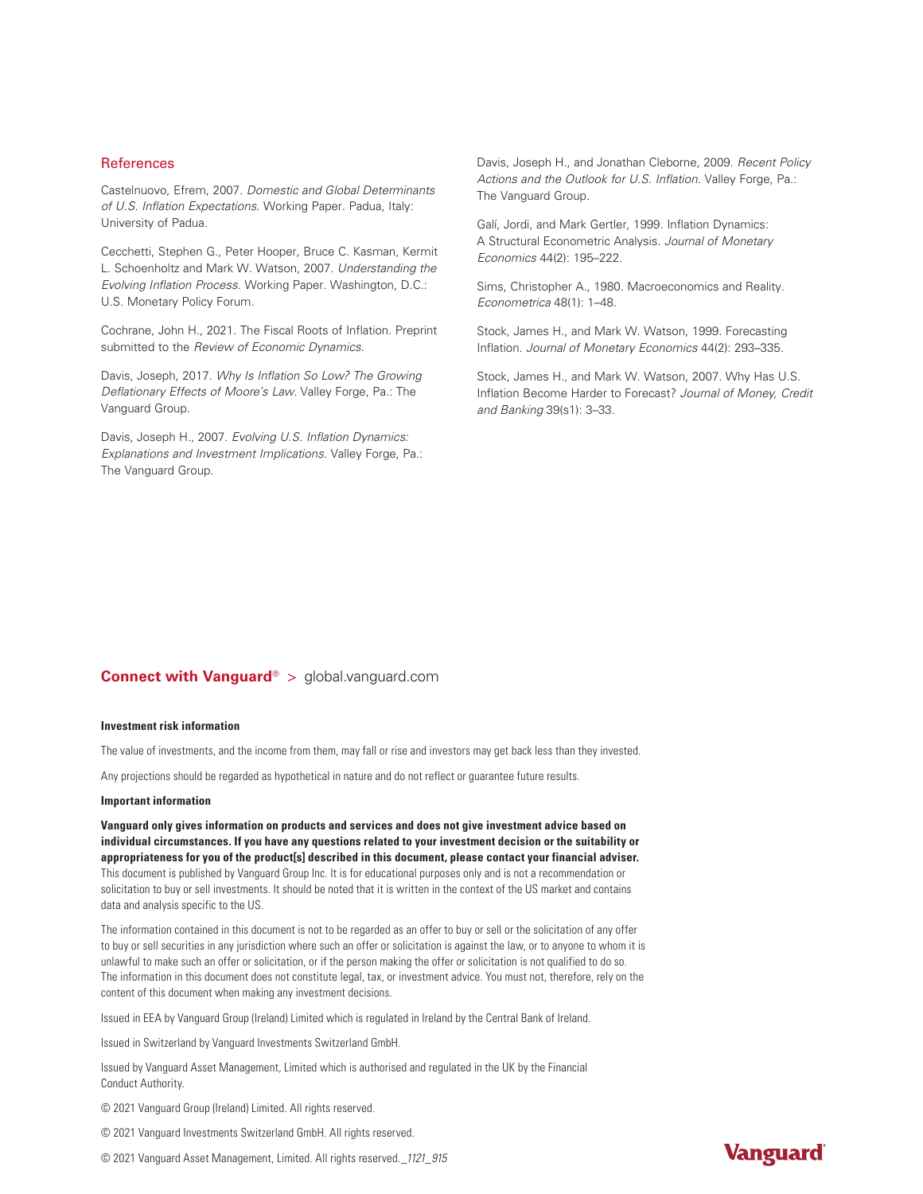## References

Castelnuovo, Efrem, 2007. *Domestic and Global Determinants of U.S. Inflation Expectations.* Working Paper. Padua, Italy: University of Padua.

Cecchetti, Stephen G., Peter Hooper, Bruce C. Kasman, Kermit L. Schoenholtz and Mark W. Watson, 2007. *Understanding the Evolving Inflation Process.* Working Paper. Washington, D.C.: U.S. Monetary Policy Forum.

Cochrane, John H., 2021. The Fiscal Roots of Inflation. Preprint submitted to the *Review of Economic Dynamics.*

Davis, Joseph, 2017. *Why Is Inflation So Low? The Growing Deflationary Effects of Moore's Law.* Valley Forge, Pa.: The Vanguard Group.

Davis, Joseph H., 2007. *Evolving U.S. Inflation Dynamics: Explanations and Investment Implications.* Valley Forge, Pa.: The Vanguard Group.

Davis, Joseph H., and Jonathan Cleborne, 2009. *Recent Policy Actions and the Outlook for U.S. Inflation.* Valley Forge, Pa.: The Vanguard Group.

Galí, Jordi, and Mark Gertler, 1999. Inflation Dynamics: A Structural Econometric Analysis. *Journal of Monetary Economics* 44(2): 195–222.

Sims, Christopher A., 1980. Macroeconomics and Reality. *Econometrica* 48(1): 1–48.

Stock, James H., and Mark W. Watson, 1999. Forecasting Inflation. *Journal of Monetary Economics* 44(2): 293–335.

Stock, James H., and Mark W. Watson, 2007. Why Has U.S. Inflation Become Harder to Forecast? *Journal of Money, Credit and Banking* 39(s1): 3–33.

**Connect with Vanguard®** > global.vanguard.com

**Investment risk information**

The value of investments, and the income from them, may fall or rise and investors may get back less than they invested.

Any projections should be regarded as hypothetical in nature and do not reflect or guarantee future results.

**Important information**

**Vanguard only gives information on products and services and does not give investment advice based on individual circumstances. If you have any questions related to your investment decision or the suitability or appropriateness for you of the product[s] described in this document, please contact your financial adviser.** This document is published by Vanguard Group Inc. It is for educational purposes only and is not a recommendation or solicitation to buy or sell investments. It should be noted that it is written in the context of the US market and contains data and analysis specific to the US.

The information contained in this document is not to be regarded as an offer to buy or sell or the solicitation of any offer to buy or sell securities in any jurisdiction where such an offer or solicitation is against the law, or to anyone to whom it is unlawful to make such an offer or solicitation, or if the person making the offer or solicitation is not qualified to do so. The information in this document does not constitute legal, tax, or investment advice. You must not, therefore, rely on the content of this document when making any investment decisions.

Issued in EEA by Vanguard Group (Ireland) Limited which is regulated in Ireland by the Central Bank of Ireland.

Issued in Switzerland by Vanguard Investments Switzerland GmbH.

Issued by Vanguard Asset Management, Limited which is authorised and regulated in the UK by the Financial Conduct Authority.

© 2021 Vanguard Group (Ireland) Limited. All rights reserved.

© 2021 Vanguard Investments Switzerland GmbH. All rights reserved.

© 2021 Vanguard Asset Management, Limited. All rights reserved. *_1121_915*

Vanguard®